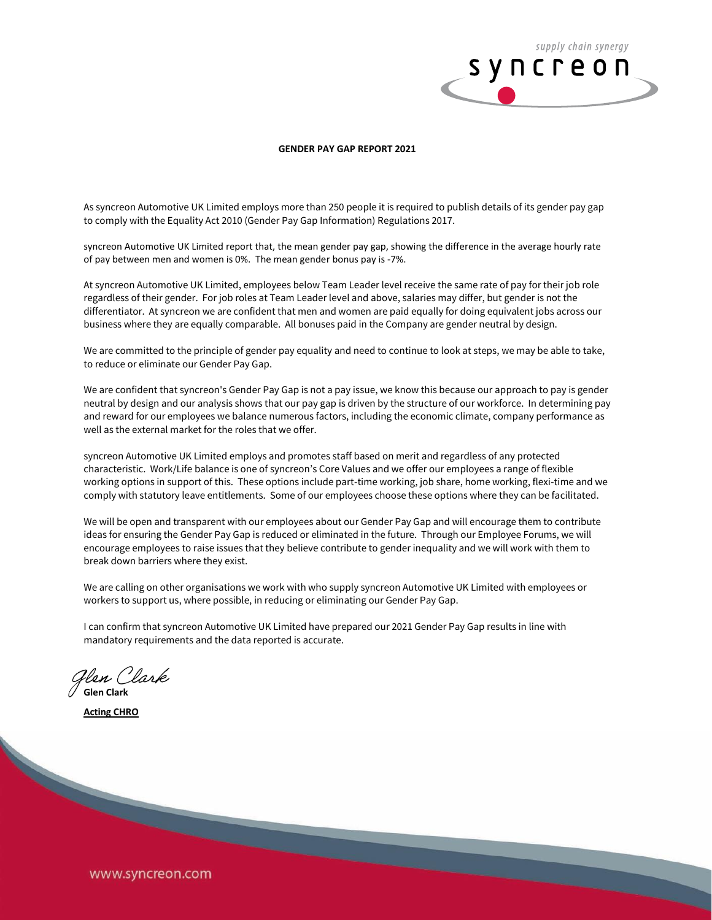# GENDER PAY GAP REPORT 2021

As syncreon Automotive UK Limited employs more than 250 people it is required to publish details of its gender pay gap to comply with the Equality Act 2010 (Gender Pay Gap Information) Regulations 2017.

syncreon Automotive UK Limited report that, the mean gender pay gap, showing the difference in the average hourly rate of pay between men and women is 0%. The mean gender bonus pay is -7%.

At syncreon Automotive UK Limited, employees below Team Leader level receive the same rate of pay for their job role regardless of their gender. For job roles at Team Leader level and above, salaries may differ, but gender is not the differentiator. At syncreon we are confident that men and women are paid equally for doing equivalent jobs across our business where they are equally comparable. All bonuses paid in the Company are gender neutral by design.

We are committed to the principle of gender pay equality and need to continue to look at steps, we may be able to take, to reduce or eliminate our Gender Pay Gap.

We are confident that syncreon's Gender Pay Gap is not a pay issue, we know this because our approach to pay is gender neutral by design and our analysis shows that our pay gap is driven by the structure of our workforce. In determining pay and reward for our employees we balance numerous factors, including the economic climate, company performance as well as the external market for the roles that we offer.

syncreon Automotive UK Limited employs and promotes staff based on merit and regardless of any protected characteristic. Work/Life balance is one of syncreon's Core Values and we offer our employees a range of flexible working options in support of this. These options include part-time working, job share, home working, flexi-time and we comply with statutory leave entitlements. Some of our employees choose these options where they can be facilitated.

We will be open and transparent with our employees about our Gender Pay Gap and will encourage them to contribute ideas for ensuring the Gender Pay Gap is reduced or eliminated in the future. Through our Employee Forums, we will encourage employees to raise issues that they believe contribute to gender inequality and we will work with them to break down barriers where they exist.

We are calling on other organisations we work with who supply syncreon Automotive UK Limited with employees or workers to support us, where possible, in reducing or eliminating our Gender Pay Gap.

I can confirm that syncreon Automotive UK Limited have prepared our 2021 Gender Pay Gap results in line with mandatory requirements and the data reported is accurate.

*Glen Clark*

**Glen Clark**

**Acting CHRO**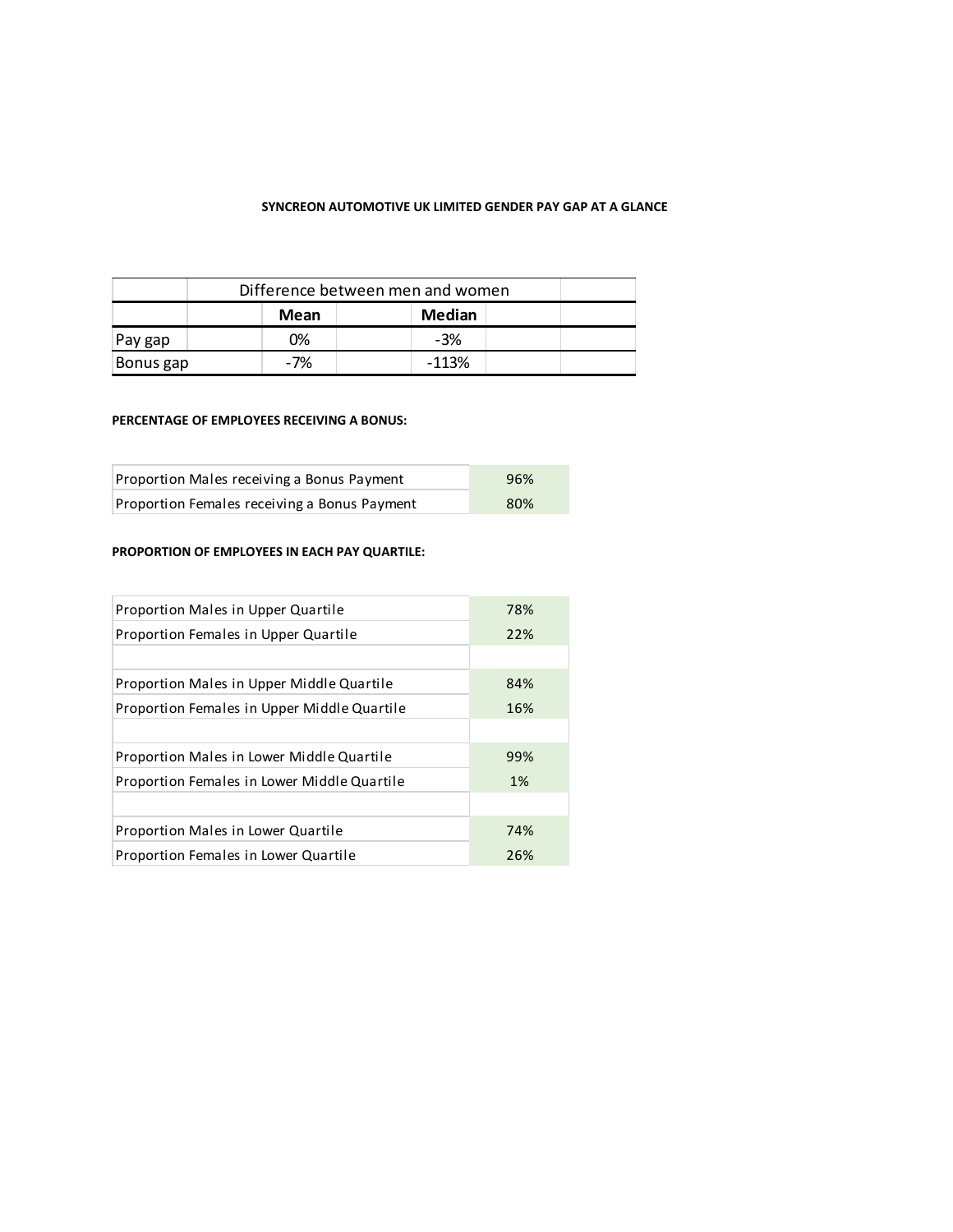**SYNCREON AUTOMOTIVE UK LIMITED GENDER PAY GAP AT A GLANCE**

| | Difference between men and women | |
|---|---|---|
| | **Mean** | **Median** |
| Pay gap | 0% | -3% |
| Bonus gap | -7% | -113% |

**PERCENTAGE OF EMPLOYEES RECEIVING A BONUS:**

| | |
|---|---|
| Proportion Males receiving a Bonus Payment | 96% |
| Proportion Females receiving a Bonus Payment | 80% |

**PROPORTION OF EMPLOYEES IN EACH PAY QUARTILE:**

| | |
|---|---|
| Proportion Males in Upper Quartile | 78% |
| Proportion Females in Upper Quartile | 22% |
| | |
| Proportion Males in Upper Middle Quartile | 84% |
| Proportion Females in Upper Middle Quartile | 16% |
| | |
| Proportion Males in Lower Middle Quartile | 99% |
| Proportion Females in Lower Middle Quartile | 1% |
| | |
| Proportion Males in Lower Quartile | 74% |
| Proportion Females in Lower Quartile | 26% |